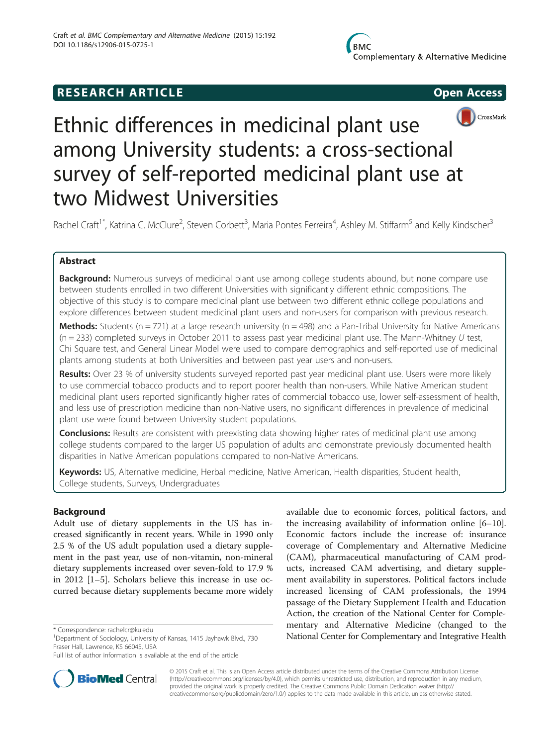RESEARCH ARTICLE

Open Access

# Ethnic differences in medicinal plant use among University students: a cross-sectional survey of self-reported medicinal plant use at two Midwest Universities

Rachel Craft[1*], Katrina C. McClure[2], Steven Corbett[3], Maria Pontes Ferreira[4], Ashley M. Stiffarm[5] and Kelly Kindscher[3]

## Abstract

**Background:** Numerous surveys of medicinal plant use among college students abound, but none compare use between students enrolled in two different Universities with significantly different ethnic compositions. The objective of this study is to compare medicinal plant use between two different ethnic college populations and explore differences between student medicinal plant users and non-users for comparison with previous research.

**Methods:** Students ($n = 721$) at a large research university ($n = 498$) and a Pan-Tribal University for Native Americans ($n = 233$) completed surveys in October 2011 to assess past year medicinal plant use. The Mann-Whitney *U* test, Chi Square test, and General Linear Model were used to compare demographics and self-reported use of medicinal plants among students at both Universities and between past year users and non-users.

**Results:** Over 23 % of university students surveyed reported past year medicinal plant use. Users were more likely to use commercial tobacco products and to report poorer health than non-users. While Native American student medicinal plant users reported significantly higher rates of commercial tobacco use, lower self-assessment of health, and less use of prescription medicine than non-Native users, no significant differences in prevalence of medicinal plant use were found between University student populations.

**Conclusions:** Results are consistent with preexisting data showing higher rates of medicinal plant use among college students compared to the larger US population of adults and demonstrate previously documented health disparities in Native American populations compared to non-Native Americans.

**Keywords:** US, Alternative medicine, Herbal medicine, Native American, Health disparities, Student health, College students, Surveys, Undergraduates

## Background

Adult use of dietary supplements in the US has increased significantly in recent years. While in 1990 only 2.5 % of the US adult population used a dietary supplement in the past year, use of non-vitamin, non-mineral dietary supplements increased over seven-fold to 17.9 % in 2012 [1–5]. Scholars believe this increase in use occurred because dietary supplements became more widely available due to economic forces, political factors, and the increasing availability of information online [6–10]. Economic factors include the increase of: insurance coverage of Complementary and Alternative Medicine (CAM), pharmaceutical manufacturing of CAM products, increased CAM advertising, and dietary supplement availability in superstores. Political factors include increased licensing of CAM professionals, the 1994 passage of the Dietary Supplement Health and Education Action, the creation of the National Center for Complementary and Alternative Medicine (changed to the National Center for Complementary and Integrative Health

\* Correspondence: rachelcr@ku.edu
[1]Department of Sociology, University of Kansas, 1415 Jayhawk Blvd., 730 Fraser Hall, Lawrence, KS 66045, USA
Full list of author information is available at the end of the article

© 2015 Craft et al. This is an Open Access article distributed under the terms of the Creative Commons Attribution License (http://creativecommons.org/licenses/by/4.0), which permits unrestricted use, distribution, and reproduction in any medium, provided the original work is properly credited. The Creative Commons Public Domain Dedication waiver (http://creativecommons.org/publicdomain/zero/1.0/) applies to the data made available in this article, unless otherwise stated.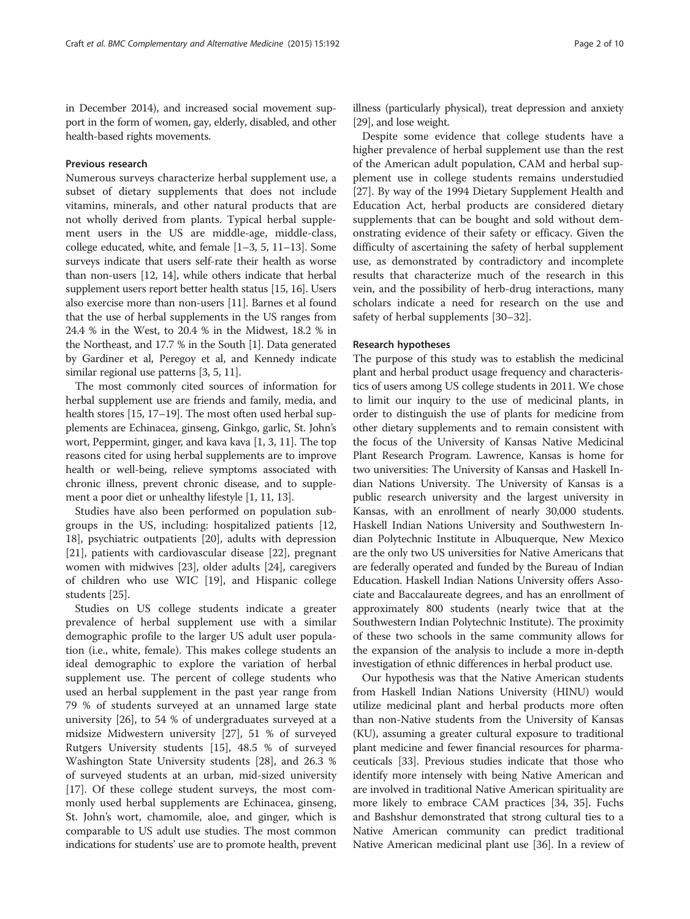in December 2014), and increased social movement support in the form of women, gay, elderly, disabled, and other health-based rights movements.

### Previous research

Numerous surveys characterize herbal supplement use, a subset of dietary supplements that does not include vitamins, minerals, and other natural products that are not wholly derived from plants. Typical herbal supplement users in the US are middle-age, middle-class, college educated, white, and female [1–3, 5, 11–13]. Some surveys indicate that users self-rate their health as worse than non-users [12, 14], while others indicate that herbal supplement users report better health status [15, 16]. Users also exercise more than non-users [11]. Barnes et al found that the use of herbal supplements in the US ranges from 24.4 % in the West, to 20.4 % in the Midwest, 18.2 % in the Northeast, and 17.7 % in the South [1]. Data generated by Gardiner et al, Peregoy et al, and Kennedy indicate similar regional use patterns [3, 5, 11].

The most commonly cited sources of information for herbal supplement use are friends and family, media, and health stores [15, 17–19]. The most often used herbal supplements are Echinacea, ginseng, Ginkgo, garlic, St. John's wort, Peppermint, ginger, and kava kava [1, 3, 11]. The top reasons cited for using herbal supplements are to improve health or well-being, relieve symptoms associated with chronic illness, prevent chronic disease, and to supplement a poor diet or unhealthy lifestyle [1, 11, 13].

Studies have also been performed on population subgroups in the US, including: hospitalized patients [12, 18], psychiatric outpatients [20], adults with depression [21], patients with cardiovascular disease [22], pregnant women with midwives [23], older adults [24], caregivers of children who use WIC [19], and Hispanic college students [25].

Studies on US college students indicate a greater prevalence of herbal supplement use with a similar demographic profile to the larger US adult user population (i.e., white, female). This makes college students an ideal demographic to explore the variation of herbal supplement use. The percent of college students who used an herbal supplement in the past year range from 79 % of students surveyed at an unnamed large state university [26], to 54 % of undergraduates surveyed at a midsize Midwestern university [27], 51 % of surveyed Rutgers University students [15], 48.5 % of surveyed Washington State University students [28], and 26.3 % of surveyed students at an urban, mid-sized university [17]. Of these college student surveys, the most commonly used herbal supplements are Echinacea, ginseng, St. John's wort, chamomile, aloe, and ginger, which is comparable to US adult use studies. The most common indications for students' use are to promote health, prevent illness (particularly physical), treat depression and anxiety [29], and lose weight.

Despite some evidence that college students have a higher prevalence of herbal supplement use than the rest of the American adult population, CAM and herbal supplement use in college students remains understudied [27]. By way of the 1994 Dietary Supplement Health and Education Act, herbal products are considered dietary supplements that can be bought and sold without demonstrating evidence of their safety or efficacy. Given the difficulty of ascertaining the safety of herbal supplement use, as demonstrated by contradictory and incomplete results that characterize much of the research in this vein, and the possibility of herb-drug interactions, many scholars indicate a need for research on the use and safety of herbal supplements [30–32].

### Research hypotheses

The purpose of this study was to establish the medicinal plant and herbal product usage frequency and characteristics of users among US college students in 2011. We chose to limit our inquiry to the use of medicinal plants, in order to distinguish the use of plants for medicine from other dietary supplements and to remain consistent with the focus of the University of Kansas Native Medicinal Plant Research Program. Lawrence, Kansas is home for two universities: The University of Kansas and Haskell Indian Nations University. The University of Kansas is a public research university and the largest university in Kansas, with an enrollment of nearly 30,000 students. Haskell Indian Nations University and Southwestern Indian Polytechnic Institute in Albuquerque, New Mexico are the only two US universities for Native Americans that are federally operated and funded by the Bureau of Indian Education. Haskell Indian Nations University offers Associate and Baccalaureate degrees, and has an enrollment of approximately 800 students (nearly twice that at the Southwestern Indian Polytechnic Institute). The proximity of these two schools in the same community allows for the expansion of the analysis to include a more in-depth investigation of ethnic differences in herbal product use.

Our hypothesis was that the Native American students from Haskell Indian Nations University (HINU) would utilize medicinal plant and herbal products more often than non-Native students from the University of Kansas (KU), assuming a greater cultural exposure to traditional plant medicine and fewer financial resources for pharmaceuticals [33]. Previous studies indicate that those who identify more intensely with being Native American and are involved in traditional Native American spirituality are more likely to embrace CAM practices [34, 35]. Fuchs and Bashshur demonstrated that strong cultural ties to a Native American community can predict traditional Native American medicinal plant use [36]. In a review of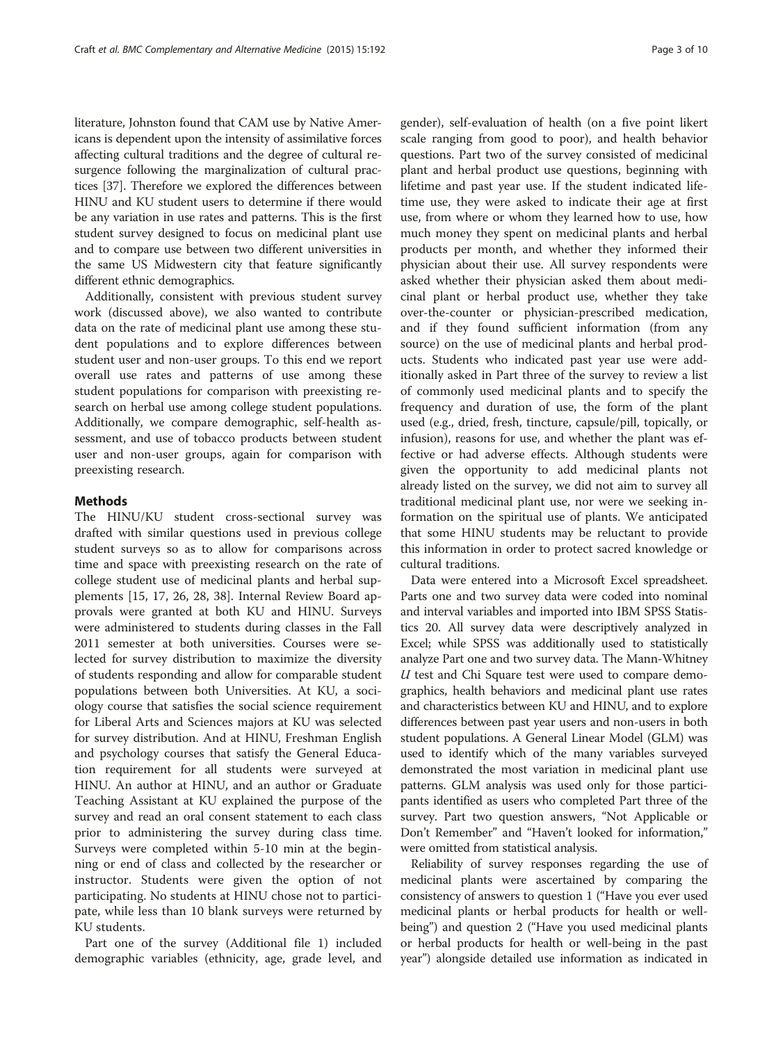literature, Johnston found that CAM use by Native Americans is dependent upon the intensity of assimilative forces affecting cultural traditions and the degree of cultural resurgence following the marginalization of cultural practices [37]. Therefore we explored the differences between HINU and KU student users to determine if there would be any variation in use rates and patterns. This is the first student survey designed to focus on medicinal plant use and to compare use between two different universities in the same US Midwestern city that feature significantly different ethnic demographics.

Additionally, consistent with previous student survey work (discussed above), we also wanted to contribute data on the rate of medicinal plant use among these student populations and to explore differences between student user and non-user groups. To this end we report overall use rates and patterns of use among these student populations for comparison with preexisting research on herbal use among college student populations. Additionally, we compare demographic, self-health assessment, and use of tobacco products between student user and non-user groups, again for comparison with preexisting research.

## Methods

The HINU/KU student cross-sectional survey was drafted with similar questions used in previous college student surveys so as to allow for comparisons across time and space with preexisting research on the rate of college student use of medicinal plants and herbal supplements [15, 17, 26, 28, 38]. Internal Review Board approvals were granted at both KU and HINU. Surveys were administered to students during classes in the Fall 2011 semester at both universities. Courses were selected for survey distribution to maximize the diversity of students responding and allow for comparable student populations between both Universities. At KU, a sociology course that satisfies the social science requirement for Liberal Arts and Sciences majors at KU was selected for survey distribution. And at HINU, Freshman English and psychology courses that satisfy the General Education requirement for all students were surveyed at HINU. An author at HINU, and an author or Graduate Teaching Assistant at KU explained the purpose of the survey and read an oral consent statement to each class prior to administering the survey during class time. Surveys were completed within 5-10 min at the beginning or end of class and collected by the researcher or instructor. Students were given the option of not participating. No students at HINU chose not to participate, while less than 10 blank surveys were returned by KU students.

Part one of the survey (Additional file 1) included demographic variables (ethnicity, age, grade level, and gender), self-evaluation of health (on a five point likert scale ranging from good to poor), and health behavior questions. Part two of the survey consisted of medicinal plant and herbal product use questions, beginning with lifetime and past year use. If the student indicated lifetime use, they were asked to indicate their age at first use, from where or whom they learned how to use, how much money they spent on medicinal plants and herbal products per month, and whether they informed their physician about their use. All survey respondents were asked whether their physician asked them about medicinal plant or herbal product use, whether they take over-the-counter or physician-prescribed medication, and if they found sufficient information (from any source) on the use of medicinal plants and herbal products. Students who indicated past year use were additionally asked in Part three of the survey to review a list of commonly used medicinal plants and to specify the frequency and duration of use, the form of the plant used (e.g., dried, fresh, tincture, capsule/pill, topically, or infusion), reasons for use, and whether the plant was effective or had adverse effects. Although students were given the opportunity to add medicinal plants not already listed on the survey, we did not aim to survey all traditional medicinal plant use, nor were we seeking information on the spiritual use of plants. We anticipated that some HINU students may be reluctant to provide this information in order to protect sacred knowledge or cultural traditions.

Data were entered into a Microsoft Excel spreadsheet. Parts one and two survey data were coded into nominal and interval variables and imported into IBM SPSS Statistics 20. All survey data were descriptively analyzed in Excel; while SPSS was additionally used to statistically analyze Part one and two survey data. The Mann-Whitney *U* test and Chi Square test were used to compare demographics, health behaviors and medicinal plant use rates and characteristics between KU and HINU, and to explore differences between past year users and non-users in both student populations. A General Linear Model (GLM) was used to identify which of the many variables surveyed demonstrated the most variation in medicinal plant use patterns. GLM analysis was used only for those participants identified as users who completed Part three of the survey. Part two question answers, "Not Applicable or Don't Remember" and "Haven't looked for information," were omitted from statistical analysis.

Reliability of survey responses regarding the use of medicinal plants were ascertained by comparing the consistency of answers to question 1 ("Have you ever used medicinal plants or herbal products for health or well-being") and question 2 ("Have you used medicinal plants or herbal products for health or well-being in the past year") alongside detailed use information as indicated in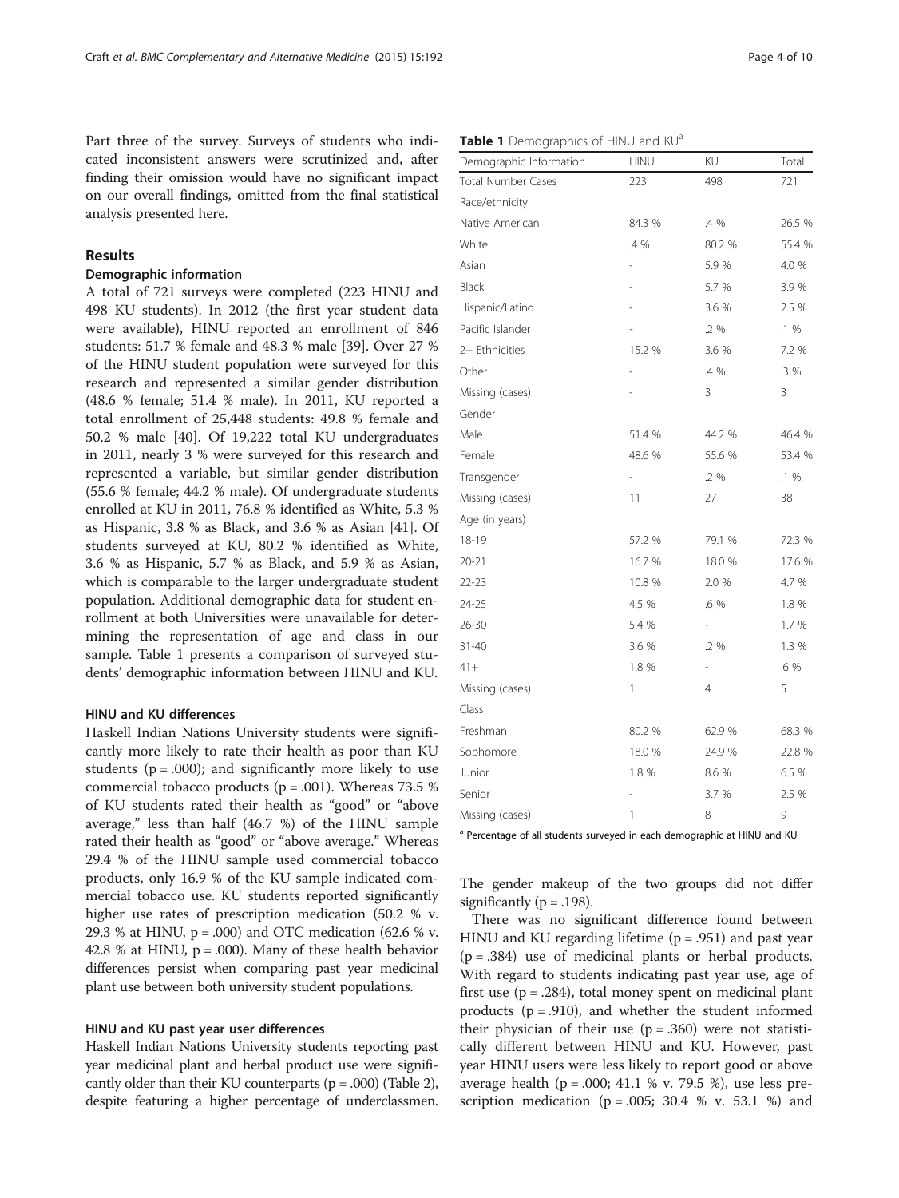Part three of the survey. Surveys of students who indicated inconsistent answers were scrutinized and, after finding their omission would have no significant impact on our overall findings, omitted from the final statistical analysis presented here.

## Results

### Demographic information

A total of 721 surveys were completed (223 HINU and 498 KU students). In 2012 (the first year student data were available), HINU reported an enrollment of 846 students: 51.7 % female and 48.3 % male [39]. Over 27 % of the HINU student population were surveyed for this research and represented a similar gender distribution (48.6 % female; 51.4 % male). In 2011, KU reported a total enrollment of 25,448 students: 49.8 % female and 50.2 % male [40]. Of 19,222 total KU undergraduates in 2011, nearly 3 % were surveyed for this research and represented a variable, but similar gender distribution (55.6 % female; 44.2 % male). Of undergraduate students enrolled at KU in 2011, 76.8 % identified as White, 5.3 % as Hispanic, 3.8 % as Black, and 3.6 % as Asian [41]. Of students surveyed at KU, 80.2 % identified as White, 3.6 % as Hispanic, 5.7 % as Black, and 5.9 % as Asian, which is comparable to the larger undergraduate student population. Additional demographic data for student enrollment at both Universities were unavailable for determining the representation of age and class in our sample. Table 1 presents a comparison of surveyed students' demographic information between HINU and KU.

**Table 1** Demographics of HINU and KU[a]

| Demographic Information | HINU | KU | Total |
|---|---|---|---|
| Total Number Cases | 223 | 498 | 721 |
| Race/ethnicity | | | |
| Native American | 84.3 % | .4 % | 26.5 % |
| White | .4 % | 80.2 % | 55.4 % |
| Asian | - | 5.9 % | 4.0 % |
| Black | - | 5.7 % | 3.9 % |
| Hispanic/Latino | - | 3.6 % | 2.5 % |
| Pacific Islander | - | .2 % | .1 % |
| 2+ Ethnicities | 15.2 % | 3.6 % | 7.2 % |
| Other | - | .4 % | .3 % |
| Missing (cases) | - | 3 | 3 |
| Gender | | | |
| Male | 51.4 % | 44.2 % | 46.4 % |
| Female | 48.6 % | 55.6 % | 53.4 % |
| Transgender | - | .2 % | .1 % |
| Missing (cases) | 11 | 27 | 38 |
| Age (in years) | | | |
| 18-19 | 57.2 % | 79.1 % | 72.3 % |
| 20-21 | 16.7 % | 18.0 % | 17.6 % |
| 22-23 | 10.8 % | 2.0 % | 4.7 % |
| 24-25 | 4.5 % | .6 % | 1.8 % |
| 26-30 | 5.4 % | - | 1.7 % |
| 31-40 | 3.6 % | .2 % | 1.3 % |
| 41+ | 1.8 % | - | .6 % |
| Missing (cases) | 1 | 4 | 5 |
| Class | | | |
| Freshman | 80.2 % | 62.9 % | 68.3 % |
| Sophomore | 18.0 % | 24.9 % | 22.8 % |
| Junior | 1.8 % | 8.6 % | 6.5 % |
| Senior | - | 3.7 % | 2.5 % |
| Missing (cases) | 1 | 8 | 9 |

[a] Percentage of all students surveyed in each demographic at HINU and KU

### HINU and KU differences

Haskell Indian Nations University students were significantly more likely to rate their health as poor than KU students ($p = .000$); and significantly more likely to use commercial tobacco products ($p = .001$). Whereas 73.5 % of KU students rated their health as "good" or "above average," less than half (46.7 %) of the HINU sample rated their health as "good" or "above average." Whereas 29.4 % of the HINU sample used commercial tobacco products, only 16.9 % of the KU sample indicated commercial tobacco use. KU students reported significantly higher use rates of prescription medication (50.2 % v. 29.3 % at HINU, $p = .000$) and OTC medication (62.6 % v. 42.8 % at HINU, $p = .000$). Many of these health behavior differences persist when comparing past year medicinal plant use between both university student populations.

### HINU and KU past year user differences

Haskell Indian Nations University students reporting past year medicinal plant and herbal product use were significantly older than their KU counterparts ($p = .000$) (Table 2), despite featuring a higher percentage of underclassmen. The gender makeup of the two groups did not differ significantly ($p = .198$).

There was no significant difference found between HINU and KU regarding lifetime ($p = .951$) and past year ($p = .384$) use of medicinal plants or herbal products. With regard to students indicating past year use, age of first use ($p = .284$), total money spent on medicinal plant products ($p = .910$), and whether the student informed their physician of their use ($p = .360$) were not statistically different between HINU and KU. However, past year HINU users were less likely to report good or above average health ($p = .000$; 41.1 % v. 79.5 %), use less prescription medication ($p = .005$; 30.4 % v. 53.1 %) and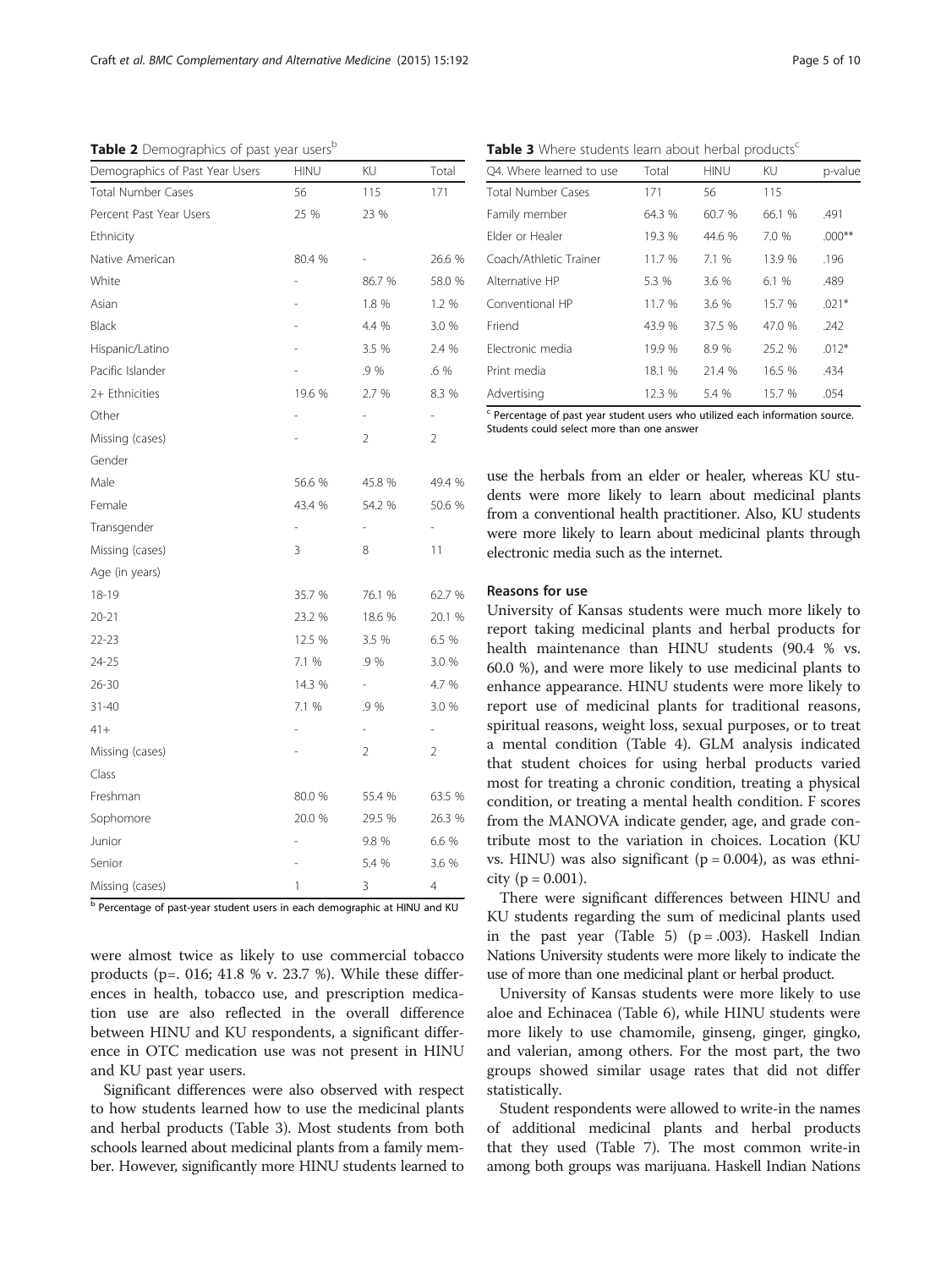**Table 2** Demographics of past year users[b]

| Demographics of Past Year Users | HINU | KU | Total |
|---|---|---|---|
| Total Number Cases | 56 | 115 | 171 |
| Percent Past Year Users | 25 % | 23 % | |
| Ethnicity | | | |
| Native American | 80.4 % | - | 26.6 % |
| White | - | 86.7 % | 58.0 % |
| Asian | - | 1.8 % | 1.2 % |
| Black | - | 4.4 % | 3.0 % |
| Hispanic/Latino | - | 3.5 % | 2.4 % |
| Pacific Islander | - | .9 % | .6 % |
| 2+ Ethnicities | 19.6 % | 2.7 % | 8.3 % |
| Other | - | - | - |
| Missing (cases) | - | 2 | 2 |
| Gender | | | |
| Male | 56.6 % | 45.8 % | 49.4 % |
| Female | 43.4 % | 54.2 % | 50.6 % |
| Transgender | - | - | - |
| Missing (cases) | 3 | 8 | 11 |
| Age (in years) | | | |
| 18-19 | 35.7 % | 76.1 % | 62.7 % |
| 20-21 | 23.2 % | 18.6 % | 20.1 % |
| 22-23 | 12.5 % | 3.5 % | 6.5 % |
| 24-25 | 7.1 % | .9 % | 3.0 % |
| 26-30 | 14.3 % | - | 4.7 % |
| 31-40 | 7.1 % | .9 % | 3.0 % |
| 41+ | - | - | - |
| Missing (cases) | - | 2 | 2 |
| Class | | | |
| Freshman | 80.0 % | 55.4 % | 63.5 % |
| Sophomore | 20.0 % | 29.5 % | 26.3 % |
| Junior | - | 9.8 % | 6.6 % |
| Senior | - | 5.4 % | 3.6 % |
| Missing (cases) | 1 | 3 | 4 |

[b] Percentage of past-year student users in each demographic at HINU and KU

were almost twice as likely to use commercial tobacco products (p=. 016; 41.8 % v. 23.7 %). While these differences in health, tobacco use, and prescription medication use are also reflected in the overall difference between HINU and KU respondents, a significant difference in OTC medication use was not present in HINU and KU past year users.

Significant differences were also observed with respect to how students learned how to use the medicinal plants and herbal products (Table 3). Most students from both schools learned about medicinal plants from a family member. However, significantly more HINU students learned to use the herbals from an elder or healer, whereas KU students were more likely to learn about medicinal plants from a conventional health practitioner. Also, KU students were more likely to learn about medicinal plants through electronic media such as the internet.

**Table 3** Where students learn about herbal products[c]

| Q4. Where learned to use | Total | HINU | KU | p-value |
|---|---|---|---|---|
| Total Number Cases | 171 | 56 | 115 | |
| Family member | 64.3 % | 60.7 % | 66.1 % | .491 |
| Elder or Healer | 19.3 % | 44.6 % | 7.0 % | .000** |
| Coach/Athletic Trainer | 11.7 % | 7.1 % | 13.9 % | .196 |
| Alternative HP | 5.3 % | 3.6 % | 6.1 % | .489 |
| Conventional HP | 11.7 % | 3.6 % | 15.7 % | .021* |
| Friend | 43.9 % | 37.5 % | 47.0 % | .242 |
| Electronic media | 19.9 % | 8.9 % | 25.2 % | .012* |
| Print media | 18.1 % | 21.4 % | 16.5 % | .434 |
| Advertising | 12.3 % | 5.4 % | 15.7 % | .054 |

[c] Percentage of past year student users who utilized each information source. Students could select more than one answer

## Reasons for use

University of Kansas students were much more likely to report taking medicinal plants and herbal products for health maintenance than HINU students (90.4 % vs. 60.0 %), and were more likely to use medicinal plants to enhance appearance. HINU students were more likely to report use of medicinal plants for traditional reasons, spiritual reasons, weight loss, sexual purposes, or to treat a mental condition (Table 4). GLM analysis indicated that student choices for using herbal products varied most for treating a chronic condition, treating a physical condition, or treating a mental health condition. F scores from the MANOVA indicate gender, age, and grade contribute most to the variation in choices. Location (KU vs. HINU) was also significant ($p = 0.004$), as was ethnicity ($p = 0.001$).

There were significant differences between HINU and KU students regarding the sum of medicinal plants used in the past year (Table 5) ($p = .003$). Haskell Indian Nations University students were more likely to indicate the use of more than one medicinal plant or herbal product.

University of Kansas students were more likely to use aloe and Echinacea (Table 6), while HINU students were more likely to use chamomile, ginseng, ginger, gingko, and valerian, among others. For the most part, the two groups showed similar usage rates that did not differ statistically.

Student respondents were allowed to write-in the names of additional medicinal plants and herbal products that they used (Table 7). The most common write-in among both groups was marijuana. Haskell Indian Nations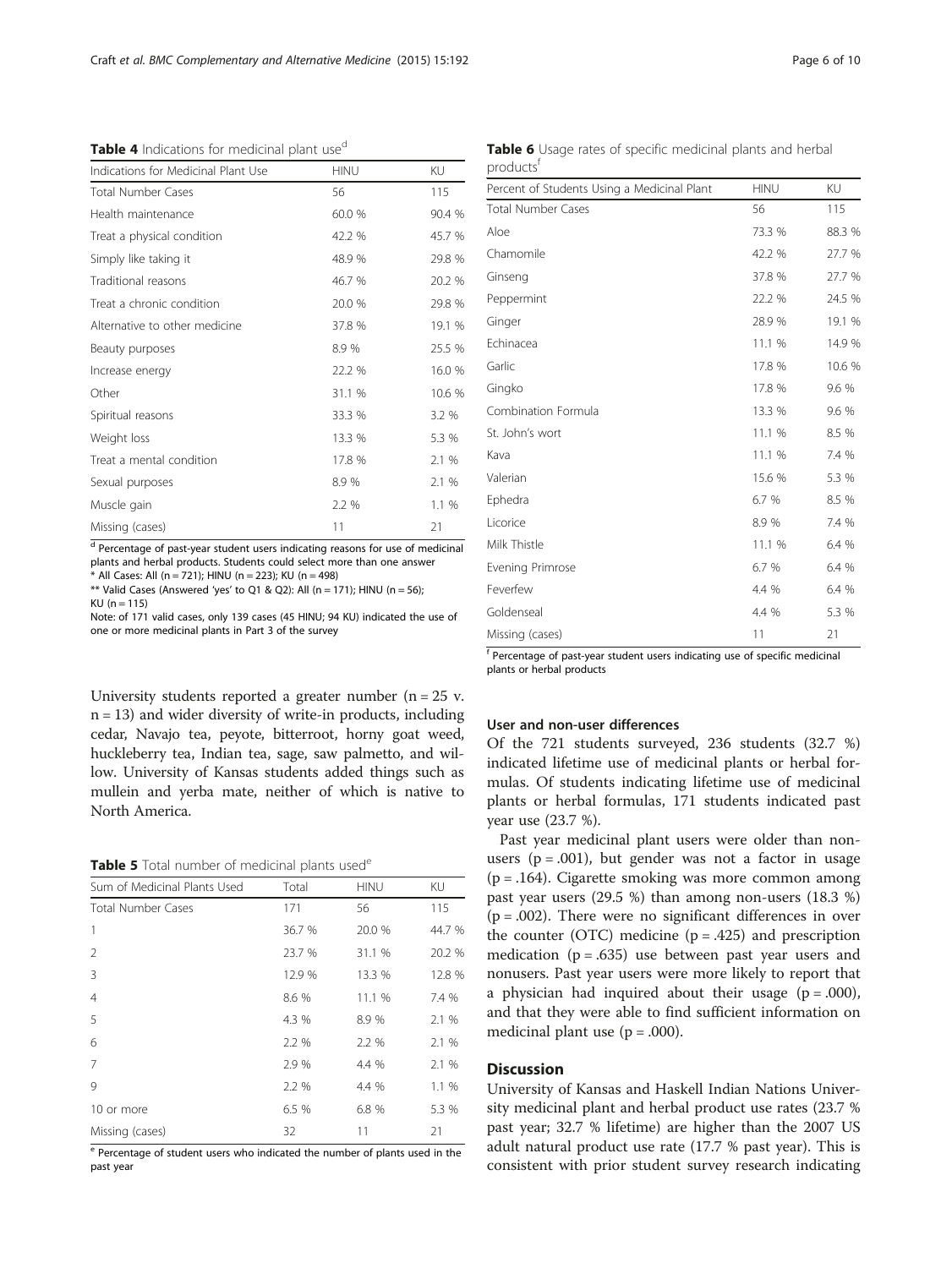**Table 4** Indications for medicinal plant use[d]

| Indications for Medicinal Plant Use | HINU | KU |
|---|---|---|
| Total Number Cases | 56 | 115 |
| Health maintenance | 60.0 % | 90.4 % |
| Treat a physical condition | 42.2 % | 45.7 % |
| Simply like taking it | 48.9 % | 29.8 % |
| Traditional reasons | 46.7 % | 20.2 % |
| Treat a chronic condition | 20.0 % | 29.8 % |
| Alternative to other medicine | 37.8 % | 19.1 % |
| Beauty purposes | 8.9 % | 25.5 % |
| Increase energy | 22.2 % | 16.0 % |
| Other | 31.1 % | 10.6 % |
| Spiritual reasons | 33.3 % | 3.2 % |
| Weight loss | 13.3 % | 5.3 % |
| Treat a mental condition | 17.8 % | 2.1 % |
| Sexual purposes | 8.9 % | 2.1 % |
| Muscle gain | 2.2 % | 1.1 % |
| Missing (cases) | 11 | 21 |

[d] Percentage of past-year student users indicating reasons for use of medicinal plants and herbal products. Students could select more than one answer
* All Cases: All (n = 721); HINU (n = 223); KU (n = 498)
** Valid Cases (Answered 'yes' to Q1 & Q2): All (n = 171); HINU (n = 56); KU (n = 115)
Note: of 171 valid cases, only 139 cases (45 HINU; 94 KU) indicated the use of one or more medicinal plants in Part 3 of the survey

University students reported a greater number (n = 25 v. n = 13) and wider diversity of write-in products, including cedar, Navajo tea, peyote, bitterroot, horny goat weed, huckleberry tea, Indian tea, sage, saw palmetto, and willow. University of Kansas students added things such as mullein and yerba mate, neither of which is native to North America.

**Table 5** Total number of medicinal plants used[e]

| Sum of Medicinal Plants Used | Total | HINU | KU |
|---|---|---|---|
| Total Number Cases | 171 | 56 | 115 |
| 1 | 36.7 % | 20.0 % | 44.7 % |
| 2 | 23.7 % | 31.1 % | 20.2 % |
| 3 | 12.9 % | 13.3 % | 12.8 % |
| 4 | 8.6 % | 11.1 % | 7.4 % |
| 5 | 4.3 % | 8.9 % | 2.1 % |
| 6 | 2.2 % | 2.2 % | 2.1 % |
| 7 | 2.9 % | 4.4 % | 2.1 % |
| 9 | 2.2 % | 4.4 % | 1.1 % |
| 10 or more | 6.5 % | 6.8 % | 5.3 % |
| Missing (cases) | 32 | 11 | 21 |

[e] Percentage of student users who indicated the number of plants used in the past year

**Table 6** Usage rates of specific medicinal plants and herbal products[f]

| Percent of Students Using a Medicinal Plant | HINU | KU |
|---|---|---|
| Total Number Cases | 56 | 115 |
| Aloe | 73.3 % | 88.3 % |
| Chamomile | 42.2 % | 27.7 % |
| Ginseng | 37.8 % | 27.7 % |
| Peppermint | 22.2 % | 24.5 % |
| Ginger | 28.9 % | 19.1 % |
| Echinacea | 11.1 % | 14.9 % |
| Garlic | 17.8 % | 10.6 % |
| Gingko | 17.8 % | 9.6 % |
| Combination Formula | 13.3 % | 9.6 % |
| St. John's wort | 11.1 % | 8.5 % |
| Kava | 11.1 % | 7.4 % |
| Valerian | 15.6 % | 5.3 % |
| Ephedra | 6.7 % | 8.5 % |
| Licorice | 8.9 % | 7.4 % |
| Milk Thistle | 11.1 % | 6.4 % |
| Evening Primrose | 6.7 % | 6.4 % |
| Feverfew | 4.4 % | 6.4 % |
| Goldenseal | 4.4 % | 5.3 % |
| Missing (cases) | 11 | 21 |

[f] Percentage of past-year student users indicating use of specific medicinal plants or herbal products

### User and non-user differences

Of the 721 students surveyed, 236 students (32.7 %) indicated lifetime use of medicinal plants or herbal formulas. Of students indicating lifetime use of medicinal plants or herbal formulas, 171 students indicated past year use (23.7 %).

Past year medicinal plant users were older than non-users (p = .001), but gender was not a factor in usage (p = .164). Cigarette smoking was more common among past year users (29.5 %) than among non-users (18.3 %) (p = .002). There were no significant differences in over the counter (OTC) medicine (p = .425) and prescription medication (p = .635) use between past year users and nonusers. Past year users were more likely to report that a physician had inquired about their usage (p = .000), and that they were able to find sufficient information on medicinal plant use (p = .000).

## Discussion

University of Kansas and Haskell Indian Nations University medicinal plant and herbal product use rates (23.7 % past year; 32.7 % lifetime) are higher than the 2007 US adult natural product use rate (17.7 % past year). This is consistent with prior student survey research indicating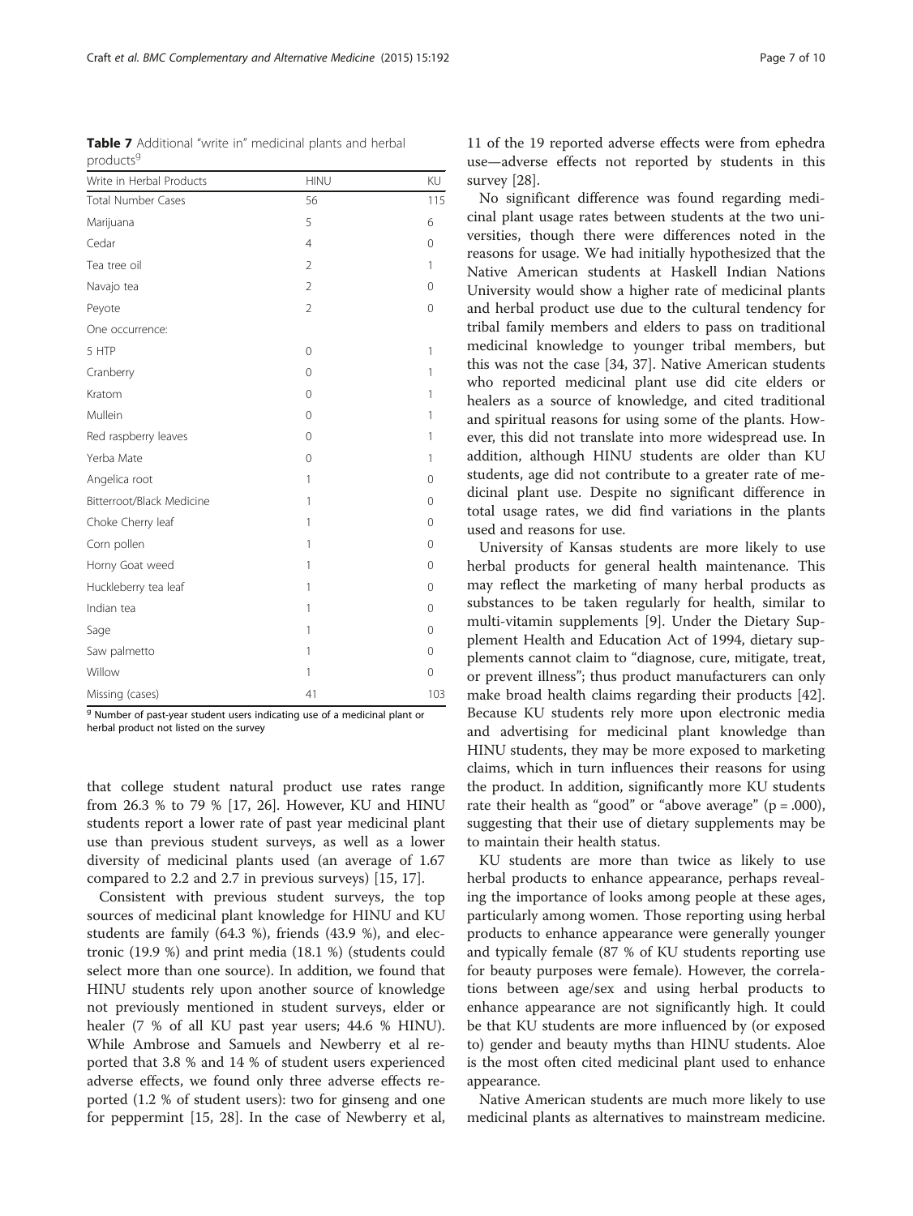**Table 7** Additional "write in" medicinal plants and herbal products[9]

| Write in Herbal Products | HINU | KU |
|---|---|---|
| Total Number Cases | 56 | 115 |
| Marijuana | 5 | 6 |
| Cedar | 4 | 0 |
| Tea tree oil | 2 | 1 |
| Navajo tea | 2 | 0 |
| Peyote | 2 | 0 |
| One occurrence: | | |
| 5 HTP | 0 | 1 |
| Cranberry | 0 | 1 |
| Kratom | 0 | 1 |
| Mullein | 0 | 1 |
| Red raspberry leaves | 0 | 1 |
| Yerba Mate | 0 | 1 |
| Angelica root | 1 | 0 |
| Bitterroot/Black Medicine | 1 | 0 |
| Choke Cherry leaf | 1 | 0 |
| Corn pollen | 1 | 0 |
| Horny Goat weed | 1 | 0 |
| Huckleberry tea leaf | 1 | 0 |
| Indian tea | 1 | 0 |
| Sage | 1 | 0 |
| Saw palmetto | 1 | 0 |
| Willow | 1 | 0 |
| Missing (cases) | 41 | 103 |

[9] Number of past-year student users indicating use of a medicinal plant or herbal product not listed on the survey

that college student natural product use rates range from 26.3 % to 79 % [17, 26]. However, KU and HINU students report a lower rate of past year medicinal plant use than previous student surveys, as well as a lower diversity of medicinal plants used (an average of 1.67 compared to 2.2 and 2.7 in previous surveys) [15, 17].

Consistent with previous student surveys, the top sources of medicinal plant knowledge for HINU and KU students are family (64.3 %), friends (43.9 %), and electronic (19.9 %) and print media (18.1 %) (students could select more than one source). In addition, we found that HINU students rely upon another source of knowledge not previously mentioned in student surveys, elder or healer (7 % of all KU past year users; 44.6 % HINU). While Ambrose and Samuels and Newberry et al reported that 3.8 % and 14 % of student users experienced adverse effects, we found only three adverse effects reported (1.2 % of student users): two for ginseng and one for peppermint [15, 28]. In the case of Newberry et al, 11 of the 19 reported adverse effects were from ephedra use—adverse effects not reported by students in this survey [28].

No significant difference was found regarding medicinal plant usage rates between students at the two universities, though there were differences noted in the reasons for usage. We had initially hypothesized that the Native American students at Haskell Indian Nations University would show a higher rate of medicinal plants and herbal product use due to the cultural tendency for tribal family members and elders to pass on traditional medicinal knowledge to younger tribal members, but this was not the case [34, 37]. Native American students who reported medicinal plant use did cite elders or healers as a source of knowledge, and cited traditional and spiritual reasons for using some of the plants. However, this did not translate into more widespread use. In addition, although HINU students are older than KU students, age did not contribute to a greater rate of medicinal plant use. Despite no significant difference in total usage rates, we did find variations in the plants used and reasons for use.

University of Kansas students are more likely to use herbal products for general health maintenance. This may reflect the marketing of many herbal products as substances to be taken regularly for health, similar to multi-vitamin supplements [9]. Under the Dietary Supplement Health and Education Act of 1994, dietary supplements cannot claim to "diagnose, cure, mitigate, treat, or prevent illness"; thus product manufacturers can only make broad health claims regarding their products [42]. Because KU students rely more upon electronic media and advertising for medicinal plant knowledge than HINU students, they may be more exposed to marketing claims, which in turn influences their reasons for using the product. In addition, significantly more KU students rate their health as "good" or "above average" ($p = .000$), suggesting that their use of dietary supplements may be to maintain their health status.

KU students are more than twice as likely to use herbal products to enhance appearance, perhaps revealing the importance of looks among people at these ages, particularly among women. Those reporting using herbal products to enhance appearance were generally younger and typically female (87 % of KU students reporting use for beauty purposes were female). However, the correlations between age/sex and using herbal products to enhance appearance are not significantly high. It could be that KU students are more influenced by (or exposed to) gender and beauty myths than HINU students. Aloe is the most often cited medicinal plant used to enhance appearance.

Native American students are much more likely to use medicinal plants as alternatives to mainstream medicine.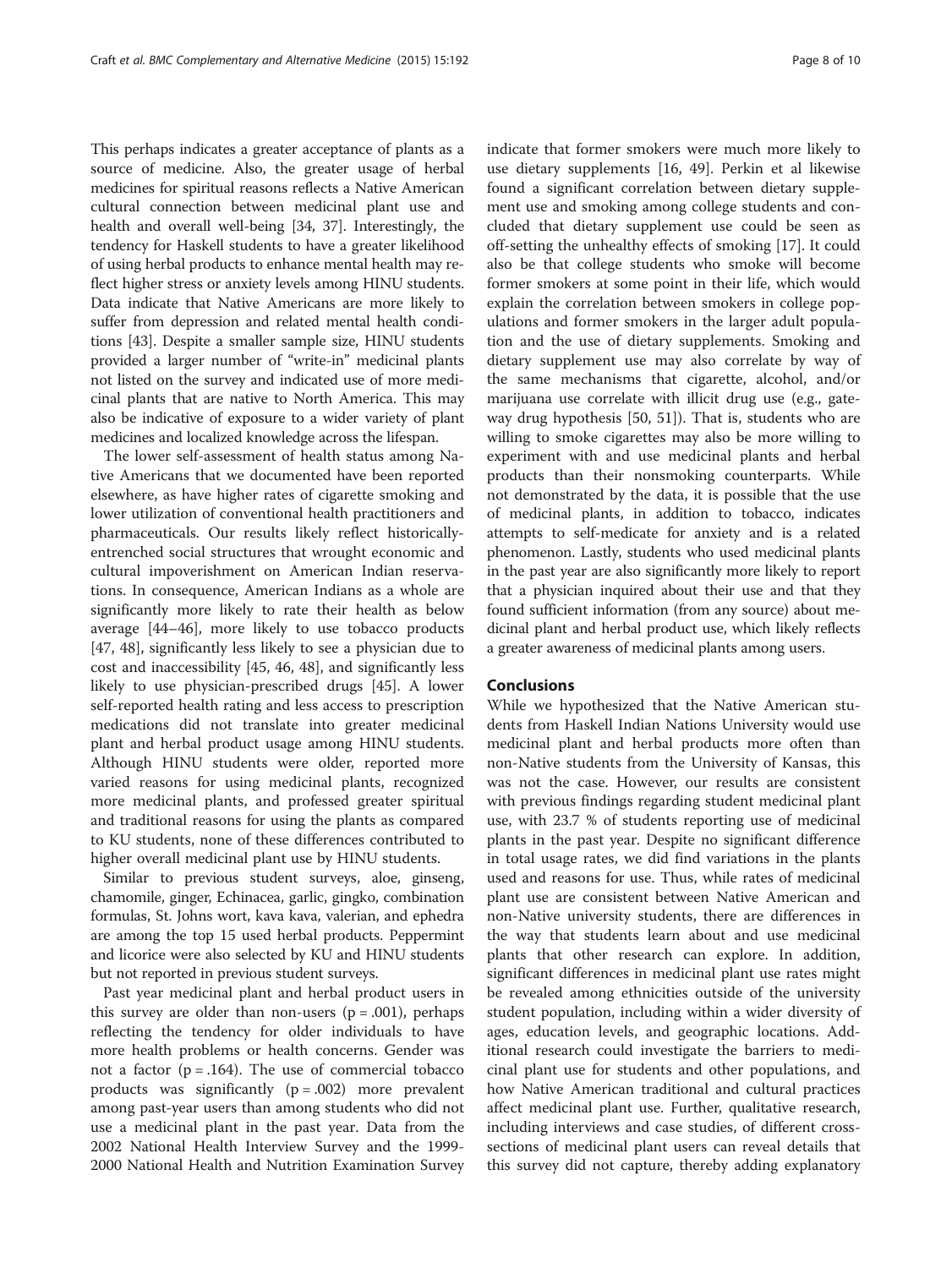This perhaps indicates a greater acceptance of plants as a source of medicine. Also, the greater usage of herbal medicines for spiritual reasons reflects a Native American cultural connection between medicinal plant use and health and overall well-being [34, 37]. Interestingly, the tendency for Haskell students to have a greater likelihood of using herbal products to enhance mental health may reflect higher stress or anxiety levels among HINU students. Data indicate that Native Americans are more likely to suffer from depression and related mental health conditions [43]. Despite a smaller sample size, HINU students provided a larger number of "write-in" medicinal plants not listed on the survey and indicated use of more medicinal plants that are native to North America. This may also be indicative of exposure to a wider variety of plant medicines and localized knowledge across the lifespan.

The lower self-assessment of health status among Native Americans that we documented have been reported elsewhere, as have higher rates of cigarette smoking and lower utilization of conventional health practitioners and pharmaceuticals. Our results likely reflect historically-entrenched social structures that wrought economic and cultural impoverishment on American Indian reservations. In consequence, American Indians as a whole are significantly more likely to rate their health as below average [44–46], more likely to use tobacco products [47, 48], significantly less likely to see a physician due to cost and inaccessibility [45, 46, 48], and significantly less likely to use physician-prescribed drugs [45]. A lower self-reported health rating and less access to prescription medications did not translate into greater medicinal plant and herbal product usage among HINU students. Although HINU students were older, reported more varied reasons for using medicinal plants, recognized more medicinal plants, and professed greater spiritual and traditional reasons for using the plants as compared to KU students, none of these differences contributed to higher overall medicinal plant use by HINU students.

Similar to previous student surveys, aloe, ginseng, chamomile, ginger, Echinacea, garlic, gingko, combination formulas, St. Johns wort, kava kava, valerian, and ephedra are among the top 15 used herbal products. Peppermint and licorice were also selected by KU and HINU students but not reported in previous student surveys.

Past year medicinal plant and herbal product users in this survey are older than non-users ($p = .001$), perhaps reflecting the tendency for older individuals to have more health problems or health concerns. Gender was not a factor ($p = .164$). The use of commercial tobacco products was significantly ($p = .002$) more prevalent among past-year users than among students who did not use a medicinal plant in the past year. Data from the 2002 National Health Interview Survey and the 1999-2000 National Health and Nutrition Examination Survey indicate that former smokers were much more likely to use dietary supplements [16, 49]. Perkin et al likewise found a significant correlation between dietary supplement use and smoking among college students and concluded that dietary supplement use could be seen as off-setting the unhealthy effects of smoking [17]. It could also be that college students who smoke will become former smokers at some point in their life, which would explain the correlation between smokers in college populations and former smokers in the larger adult population and the use of dietary supplements. Smoking and dietary supplement use may also correlate by way of the same mechanisms that cigarette, alcohol, and/or marijuana use correlate with illicit drug use (e.g., gateway drug hypothesis [50, 51]). That is, students who are willing to smoke cigarettes may also be more willing to experiment with and use medicinal plants and herbal products than their nonsmoking counterparts. While not demonstrated by the data, it is possible that the use of medicinal plants, in addition to tobacco, indicates attempts to self-medicate for anxiety and is a related phenomenon. Lastly, students who used medicinal plants in the past year are also significantly more likely to report that a physician inquired about their use and that they found sufficient information (from any source) about medicinal plant and herbal product use, which likely reflects a greater awareness of medicinal plants among users.

## Conclusions

While we hypothesized that the Native American students from Haskell Indian Nations University would use medicinal plant and herbal products more often than non-Native students from the University of Kansas, this was not the case. However, our results are consistent with previous findings regarding student medicinal plant use, with 23.7 % of students reporting use of medicinal plants in the past year. Despite no significant difference in total usage rates, we did find variations in the plants used and reasons for use. Thus, while rates of medicinal plant use are consistent between Native American and non-Native university students, there are differences in the way that students learn about and use medicinal plants that other research can explore. In addition, significant differences in medicinal plant use rates might be revealed among ethnicities outside of the university student population, including within a wider diversity of ages, education levels, and geographic locations. Additional research could investigate the barriers to medicinal plant use for students and other populations, and how Native American traditional and cultural practices affect medicinal plant use. Further, qualitative research, including interviews and case studies, of different cross-sections of medicinal plant users can reveal details that this survey did not capture, thereby adding explanatory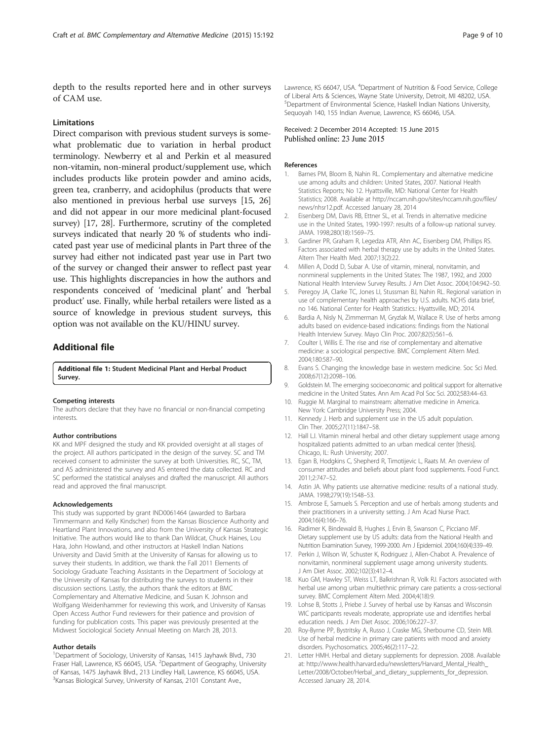depth to the results reported here and in other surveys of CAM use.

### Limitations

Direct comparison with previous student surveys is somewhat problematic due to variation in herbal product terminology. Newberry et al and Perkin et al measured non-vitamin, non-mineral product/supplement use, which includes products like protein powder and amino acids, green tea, cranberry, and acidophilus (products that were also mentioned in previous herbal use surveys [15, 26] and did not appear in our more medicinal plant-focused survey) [17, 28]. Furthermore, scrutiny of the completed surveys indicated that nearly 20 % of students who indicated past year use of medicinal plants in Part three of the survey had either not indicated past year use in Part two of the survey or changed their answer to reflect past year use. This highlights discrepancies in how the authors and respondents conceived of 'medicinal plant' and 'herbal product' use. Finally, while herbal retailers were listed as a source of knowledge in previous student surveys, this option was not available on the KU/HINU survey.

## Additional file

**Additional file 1: Student Medicinal Plant and Herbal Product Survey.**

#### Competing interests

The authors declare that they have no financial or non-financial competing interests.

#### Author contributions

KK and MPF designed the study and KK provided oversight at all stages of the project. All authors participated in the design of the survey. SC and TM received consent to administer the survey at both Universities. RC, SC, TM, and AS administered the survey and AS entered the data collected. RC and SC performed the statistical analyses and drafted the manuscript. All authors read and approved the final manuscript.

#### Acknowledgements

This study was supported by grant IND0061464 (awarded to Barbara Timmermann and Kelly Kindscher) from the Kansas Bioscience Authority and Heartland Plant Innovations, and also from the University of Kansas Strategic Initiative. The authors would like to thank Dan Wildcat, Chuck Haines, Lou Hara, John Howland, and other instructors at Haskell Indian Nations University and David Smith at the University of Kansas for allowing us to survey their students. In addition, we thank the Fall 2011 Elements of Sociology Graduate Teaching Assistants in the Department of Sociology at the University of Kansas for distributing the surveys to students in their discussion sections. Lastly, the authors thank the editors at BMC Complementary and Alternative Medicine, and Susan K. Johnson and Wolfgang Weidenhammer for reviewing this work, and University of Kansas Open Access Author Fund reviewers for their patience and provision of funding for publication costs. This paper was previously presented at the Midwest Sociological Society Annual Meeting on March 28, 2013.

#### Author details

[1]Department of Sociology, University of Kansas, 1415 Jayhawk Blvd., 730 Fraser Hall, Lawrence, KS 66045, USA. [2]Department of Geography, University of Kansas, 1475 Jayhawk Blvd., 213 Lindley Hall, Lawrence, KS 66045, USA. [3]Kansas Biological Survey, University of Kansas, 2101 Constant Ave., Lawrence, KS 66047, USA. [4]Department of Nutrition & Food Service, College of Liberal Arts & Sciences, Wayne State University, Detroit, MI 48202, USA. [5]Department of Environmental Science, Haskell Indian Nations University, Sequoyah 140, 155 Indian Avenue, Lawrence, KS 66046, USA.

Received: 2 December 2014 Accepted: 15 June 2015
Published online: 23 June 2015

#### References

1. Barnes PM, Bloom B, Nahin RL. Complementary and alternative medicine use among adults and children: United States, 2007. National Health Statistics Reports; No 12. Hyattsville, MD: National Center for Health Statistics; 2008. Available at http://nccam.nih.gov/sites/nccam.nih.gov/files/news/nhsr12.pdf. Accessed January 28, 2014
2. Eisenberg DM, Davis RB, Ettner SL, et al. Trends in alternative medicine use in the United States, 1990-1997: results of a follow-up national survey. JAMA. 1998;280(18):1569–75.
3. Gardiner PR, Graham R, Legedza ATR, Ahn AC, Eisenberg DM, Phillips RS. Factors associated with herbal therapy use by adults in the United States. Altern Ther Health Med. 2007;13(2):22.
4. Millen A, Dodd D, Subar A. Use of vitamin, mineral, nonvitamin, and nonmineral supplements in the United States: The 1987, 1992, and 2000 National Health Interview Survey Results. J Am Diet Assoc. 2004;104:942–50.
5. Peregoy JA, Clarke TC, Jones LI, Stussman BJ, Nahin RL. Regional variation in use of complementary health approaches by U.S. adults. NCHS data brief, no 146. National Center for Health Statistics.: Hyattsville, MD; 2014.
6. Bardia A, Nisly N, Zimmerman M, Gryzlak M, Wallace R. Use of herbs among adults based on evidence-based indications: findings from the National Health Interview Survey. Mayo Clin Proc. 2007;82(5):561–6.
7. Coulter I, Willis E. The rise and rise of complementary and alternative medicine: a sociological perspective. BMC Complement Altern Med. 2004;180:587–90.
8. Evans S. Changing the knowledge base in western medicine. Soc Sci Med. 2008;67(12):2098–106.
9. Goldstein M. The emerging socioeconomic and political support for alternative medicine in the United States. Ann Am Acad Pol Soc Sci. 2002;583:44–63.
10. Ruggie M. Marginal to mainstream: alternative medicine in America. New York: Cambridge University Press; 2004.
11. Kennedy J. Herb and supplement use in the US adult population. Clin Ther. 2005;27(11):1847–58.
12. Hall LJ. Vitamin mineral herbal and other dietary supplement usage among hospitalized patients admitted to an urban medical center [thesis]. Chicago, IL: Rush University; 2007.
13. Egan B, Hodgkins C, Shepherd R, Timotijevic L, Raats M. An overview of consumer attitudes and beliefs about plant food supplements. Food Funct. 2011;2:747–52.
14. Astin JA. Why patients use alternative medicine: results of a national study. JAMA. 1998;279(19):1548–53.
15. Ambrose E, Samuels S. Perception and use of herbals among students and their practitioners in a university setting. J Am Acad Nurse Pract. 2004;16(4):166–76.
16. Radimer K, Bindewald B, Hughes J, Ervin B, Swanson C, Picciano MF. Dietary supplement use by US adults: data from the National Health and Nutrition Examination Survey, 1999-2000. Am J Epidemiol. 2004;160(4):339–49.
17. Perkin J, Wilson W, Schuster K, Rodriguez J, Allen-Chabot A. Prevalence of nonvitamin, nonmineral supplement usage among university students. J Am Diet Assoc. 2002;102(3):412–4.
18. Kuo GM, Hawley ST, Weiss LT, Balkrishnan R, Volk RJ. Factors associated with herbal use among urban multiethnic primary care patients: a cross-sectional survey. BMC Complement Altern Med. 2004;4(18):9.
19. Lohse B, Stotts J, Priebe J. Survey of herbal use by Kansas and Wisconsin WIC participants reveals moderate, appropriate use and identifies herbal education needs. J Am Diet Assoc. 2006;106:227–37.
20. Roy-Byrne PP, Bystritsky A, Russo J, Craske MG, Sherbourne CD, Stein MB. Use of herbal medicine in primary care patients with mood and anxiety disorders. Psychosomatics. 2005;46(2):117–22.
21. Letter HMH. Herbal and dietary supplements for depression. 2008. Available at: http://www.health.harvard.edu/newsletters/Harvard_Mental_Health_Letter/2008/October/Herbal_and_dietary_supplements_for_depression. Accessed January 28, 2014.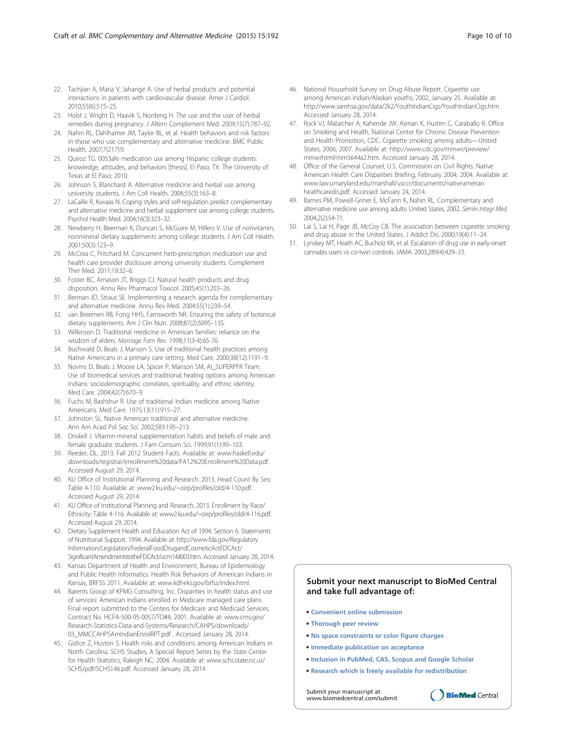22. Tachjian A, Maria V, Jahangir A. Use of herbal products and potential interactions in patients with cardiovascular disease. Amer J Cardiol. 2010;55(6):515–25.
23. Holst J, Wright D, Haavik S, Nordeng H. The use and the user of herbal remedies during pregnancy. J Altern Complement Med. 2009;15(7):787–92.
24. Nahin RL, Dahlhamer JM, Taylor BL, et al. Health behaviors and risk factors in those who use complementary and alternative medicine. BMC Public Health. 2007;7(217):9.
25. Quiroz TG. 0053afe medication use among Hispanic college students: knowledge, attitudes, and behaviors [thesis]. El Paso, TX: The University of Texas at El Paso; 2010.
26. Johnson S, Blanchard A. Alternative medicine and herbal use among university students. J Am Coll Health. 2006;55(3):163–8.
27. LaCaille R, Kuvaas N. Coping styles and self-regulation predict complementary and alternative medicine and herbal supplement use among college students. Psychol Health Med. 2004;16(3):323–32.
28. Newberry H, Beerman K, Duncan S, McGuire M, Hillers V. Use of nonvitamin, nonmineral dietary supplements among college students. J Am Coll Health. 2001;50(3):123–9.
29. McCrea C, Pritchard M. Concurrent herb-prescription medication use and health care provider disclosure among university students. Complement Ther Med. 2011;19:32–6.
30. Foster BC, Arnason JT, Briggs CJ. Natural health products and drug disposition. Annu Rev Pharmacol Toxicol. 2005;45(1):203–26.
31. Berman JD, Straus SE. Implementing a research agenda for complementary and alternative medicine. Annu Rev Med. 2004;55(1):239–54.
32. van Breemen RB, Fong HHS, Farnsworth NR. Ensuring the safety of botanical dietary supplements. Am J Clin Nutr. 2008;87(2):509S–13S.
33. Wilkinson D. Traditional medicine in American families: reliance on the wisdom of elders. *Marriage Fam Rev*. 1998;11(3-4):65-76.
34. Buchwald D, Beals J, Manson S. Use of traditional health practices among Native Americans in a primary care setting. Med Care. 2000;38(12):1191–9.
35. Novins D, Beals J, Moore LA, Spicer P, Manson SM, AI_SUPERPFR Team. Use of biomedical services and traditional healing options among American Indians: sociodemographic correlates, spirituality, and ethnic identity. Med Care. 2004;42(7):670–9.
36. Fuchs M, Bashshur R. Use of traditional Indian medicine among Native Americans. Med Care. 1975;13(11):915–27.
37. Johnston SL. Native American traditional and alternative medicine. Ann Am Acad Pol Soc Sci. 2002;583:195–213.
38. Driskell J. Vitamin-mineral supplementation habits and beliefs of male and female graduate students. J Fam Consum Sci. 1999;91(1):99–103.
39. Reeder, DL. 2013. Fall 2012 Student Facts. Available at: www.haskell.edu/downloads/registrar/enrollment%20data/FA12%20Enrollment%20Data.pdf. Accessed August 29, 2014.
40. KU Office of Institutional Planning and Research. 2013. Head Count By Sex; Table 4-110. Available at: www2.ku.edu/~oirp/profiles/old/4-110.pdf. Accessed August 29, 2014.
41. KU Office of Institutional Planning and Research. 2013. Enrollment by Race/Ethnicity; Table 4-116. Available at: www2.ku.edu/~oirp/profiles/old/4-116.pdf. Accessed August 29, 2014.
42. Dietary Supplement Health and Education Act of 1994. Section 6. Statements of Nutritional Support. 1994. Available at: http://www.fda.gov/RegulatoryInformation/Legislation/FederalFoodDrugandCosmeticActFDCAct/SignificantAmendmentstotheFDCAct/ucm148003.htm. Accessed January 28, 2014.
43. Kansas Department of Health and Environment, Bureau of Epidemiology and Public Health Informatics. Health Risk Behaviors of American Indians in Kansas, BRFSS 2011. Available at: www.kdheks.gov/brfss/index.html.
44. Barents Group of KPMG Consulting, Inc. Disparities in health status and use of services: American Indians enrolled in Medicare managed care plans. Final report submitted to the Centers for Medicare and Medicaid Services, Contract No. HCFA-500-95-0057/TO#4; 2001. Available at: www.cms.gov/Research-Statistics-Data-and-Systems/Research/CAHPS/downloads/03_MMCCAHPSAmIndianEnrolRPT.pdf . Accessed January 28, 2014.
45. Gizlice Z, Huston S. Health risks and conditions among American Indians in North Carolina. SCHS Studies, A Special Report Series by the State Center for Health Statistics, Raleigh NC; 2004. Available at: www.schs.state.nc.us/SCHS/pdf/SCHS146.pdf. Accessed January 28, 2014
46. National Household Survey on Drug Abuse Report. Cigarette use among American Indian/Alaskan youths; 2002, January 25. Available at: http://www.samhsa.gov/data/2k2/YouthIndianCigs/YouthIndianCigs.htm. Accessed January 28, 2014.
47. Rock VJ, Malarcher A, Kahende JW, Asman K, Husten C, Caraballo R. Office on Smoking and Health, National Center for Chronic Disease Prevention and Health Promotion, CDC. Cigarette smoking among adults—United States, 2006; 2007. Available at: http://www.cdc.gov/mmwr/preview/mmwrhtml/mm5644a2.htm. Accessed January 28, 2014.
48. Office of the General Counsel, U.S. Commission on Civil Rights. Native American Health Care Disparities Briefing, February 2004; 2004. Available at: www.law.umaryland.edu/marshall/usccr/documents/nativeamerianhealthcaredis.pdf. Accessed January 24, 2014.
49. Barnes PM, Powell-Griner E, McFann K, Nahin RL. Complementary and alternative medicine use among adults: United States, 2002. *Semin Integr Med* 2004;2(2):54-71.
50. Lai S, Lai H, Page JB, McCoy CB. The association between cigarette smoking and drug abuse in the United States. J Addict Dis. 2000;19(4):11–24.
51. Lynskey MT, Heath AC, Bucholz KK, et al. Escalation of drug use in early-onset cannabis users vs co-twin controls. JAMA. 2003;289(4):429–33.

**Submit your next manuscript to BioMed Central and take full advantage of:**

- **Convenient online submission**
- **Thorough peer review**
- **No space constraints or color figure charges**
- **Immediate publication on acceptance**
- **Inclusion in PubMed, CAS, Scopus and Google Scholar**
- **Research which is freely available for redistribution**

Submit your manuscript at www.biomedcentral.com/submit

BioMed Central